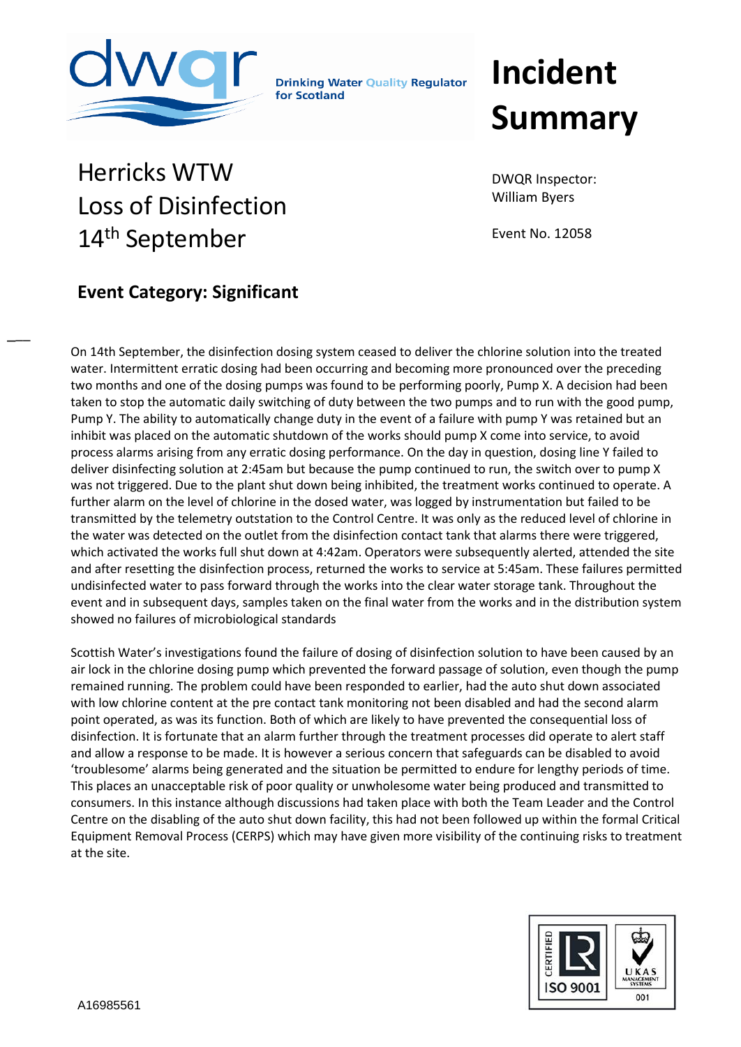Drinking Water Quality Regulator for Scotland

# Incident Summary

## Herricks WTW
## Loss of Disinfection
## 14th September

DWQR Inspector:
William Byers

Event No. 12058

### Event Category: Significant

On 14th September, the disinfection dosing system ceased to deliver the chlorine solution into the treated water. Intermittent erratic dosing had been occurring and becoming more pronounced over the preceding two months and one of the dosing pumps was found to be performing poorly, Pump X. A decision had been taken to stop the automatic daily switching of duty between the two pumps and to run with the good pump, Pump Y. The ability to automatically change duty in the event of a failure with pump Y was retained but an inhibit was placed on the automatic shutdown of the works should pump X come into service, to avoid process alarms arising from any erratic dosing performance. On the day in question, dosing line Y failed to deliver disinfecting solution at 2:45am but because the pump continued to run, the switch over to pump X was not triggered. Due to the plant shut down being inhibited, the treatment works continued to operate. A further alarm on the level of chlorine in the dosed water, was logged by instrumentation but failed to be transmitted by the telemetry outstation to the Control Centre. It was only as the reduced level of chlorine in the water was detected on the outlet from the disinfection contact tank that alarms there were triggered, which activated the works full shut down at 4:42am. Operators were subsequently alerted, attended the site and after resetting the disinfection process, returned the works to service at 5:45am. These failures permitted undisinfected water to pass forward through the works into the clear water storage tank. Throughout the event and in subsequent days, samples taken on the final water from the works and in the distribution system showed no failures of microbiological standards

Scottish Water's investigations found the failure of dosing of disinfection solution to have been caused by an air lock in the chlorine dosing pump which prevented the forward passage of solution, even though the pump remained running. The problem could have been responded to earlier, had the auto shut down associated with low chlorine content at the pre contact tank monitoring not been disabled and had the second alarm point operated, as was its function. Both of which are likely to have prevented the consequential loss of disinfection. It is fortunate that an alarm further through the treatment processes did operate to alert staff and allow a response to be made. It is however a serious concern that safeguards can be disabled to avoid 'troublesome' alarms being generated and the situation be permitted to endure for lengthy periods of time. This places an unacceptable risk of poor quality or unwholesome water being produced and transmitted to consumers. In this instance although discussions had taken place with both the Team Leader and the Control Centre on the disabling of the auto shut down facility, this had not been followed up within the formal Critical Equipment Removal Process (CERPS) which may have given more visibility of the continuing risks to treatment at the site.

A16985561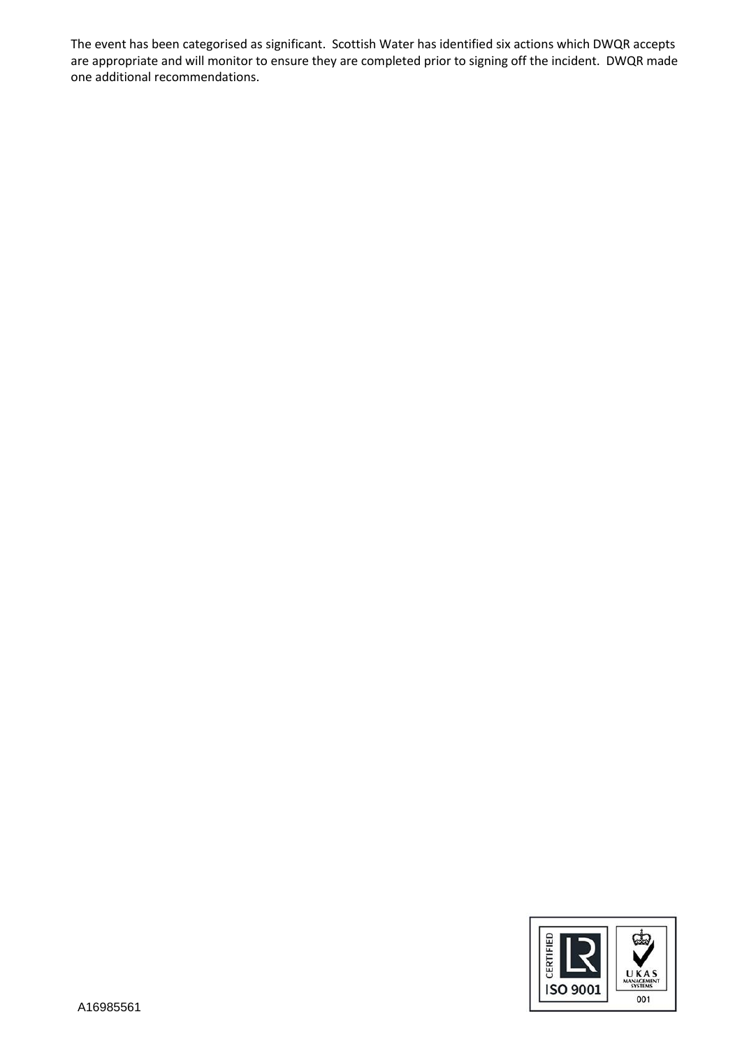The event has been categorised as significant. Scottish Water has identified six actions which DWQR accepts are appropriate and will monitor to ensure they are completed prior to signing off the incident. DWQR made one additional recommendations.

A16985561